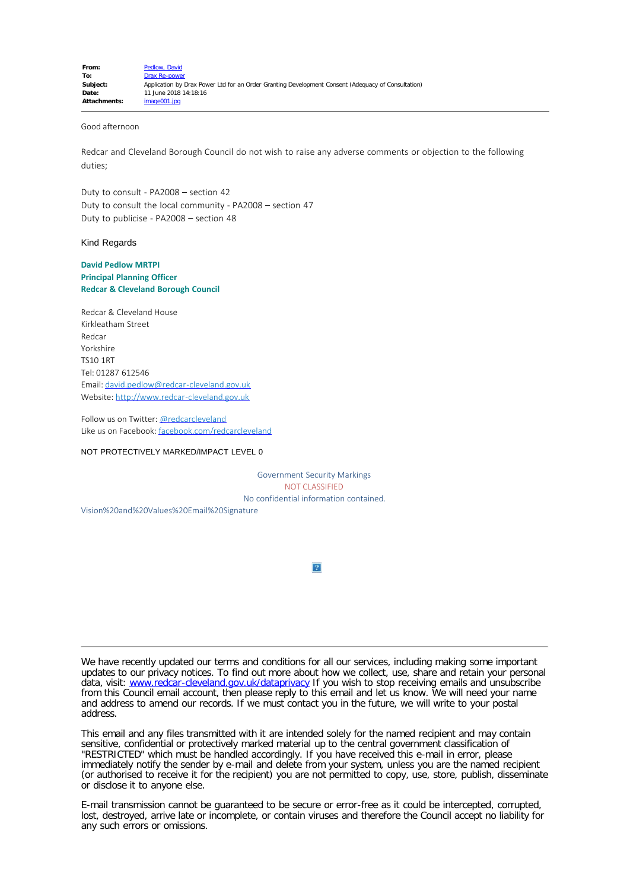| | |
|---|---|
| **From:** | Pedlow, David |
| **To:** | Drax Re-power |
| **Subject:** | Application by Drax Power Ltd for an Order Granting Development Consent (Adequacy of Consultation) |
| **Date:** | 11 June 2018 14:18:16 |
| **Attachments:** | image001.jpg |

Good afternoon

Redcar and Cleveland Borough Council do not wish to raise any adverse comments or objection to the following duties;

Duty to consult - PA2008 – section 42
Duty to consult the local community - PA2008 – section 47
Duty to publicise - PA2008 – section 48

Kind Regards

**David Pedlow MRTPI**
**Principal Planning Officer**
**Redcar & Cleveland Borough Council**

Redcar & Cleveland House
Kirkleatham Street
Redcar
Yorkshire
TS10 1RT
Tel: 01287 612546
Email: david.pedlow@redcar-cleveland.gov.uk
Website: http://www.redcar-cleveland.gov.uk

Follow us on Twitter: @redcarcleveland
Like us on Facebook: facebook.com/redcarcleveland

NOT PROTECTIVELY MARKED/IMPACT LEVEL 0

Government Security Markings
NOT CLASSIFIED
No confidential information contained.

Vision%20and%20Values%20Email%20Signature

---

We have recently updated our terms and conditions for all our services, including making some important updates to our privacy notices. To find out more about how we collect, use, share and retain your personal data, visit: www.redcar-cleveland.gov.uk/dataprivacy If you wish to stop receiving emails and unsubscribe from this Council email account, then please reply to this email and let us know. We will need your name and address to amend our records. If we must contact you in the future, we will write to your postal address.

This email and any files transmitted with it are intended solely for the named recipient and may contain sensitive, confidential or protectively marked material up to the central government classification of "RESTRICTED" which must be handled accordingly. If you have received this e-mail in error, please immediately notify the sender by e-mail and delete from your system, unless you are the named recipient (or authorised to receive it for the recipient) you are not permitted to copy, use, store, publish, disseminate or disclose it to anyone else.

E-mail transmission cannot be guaranteed to be secure or error-free as it could be intercepted, corrupted, lost, destroyed, arrive late or incomplete, or contain viruses and therefore the Council accept no liability for any such errors or omissions.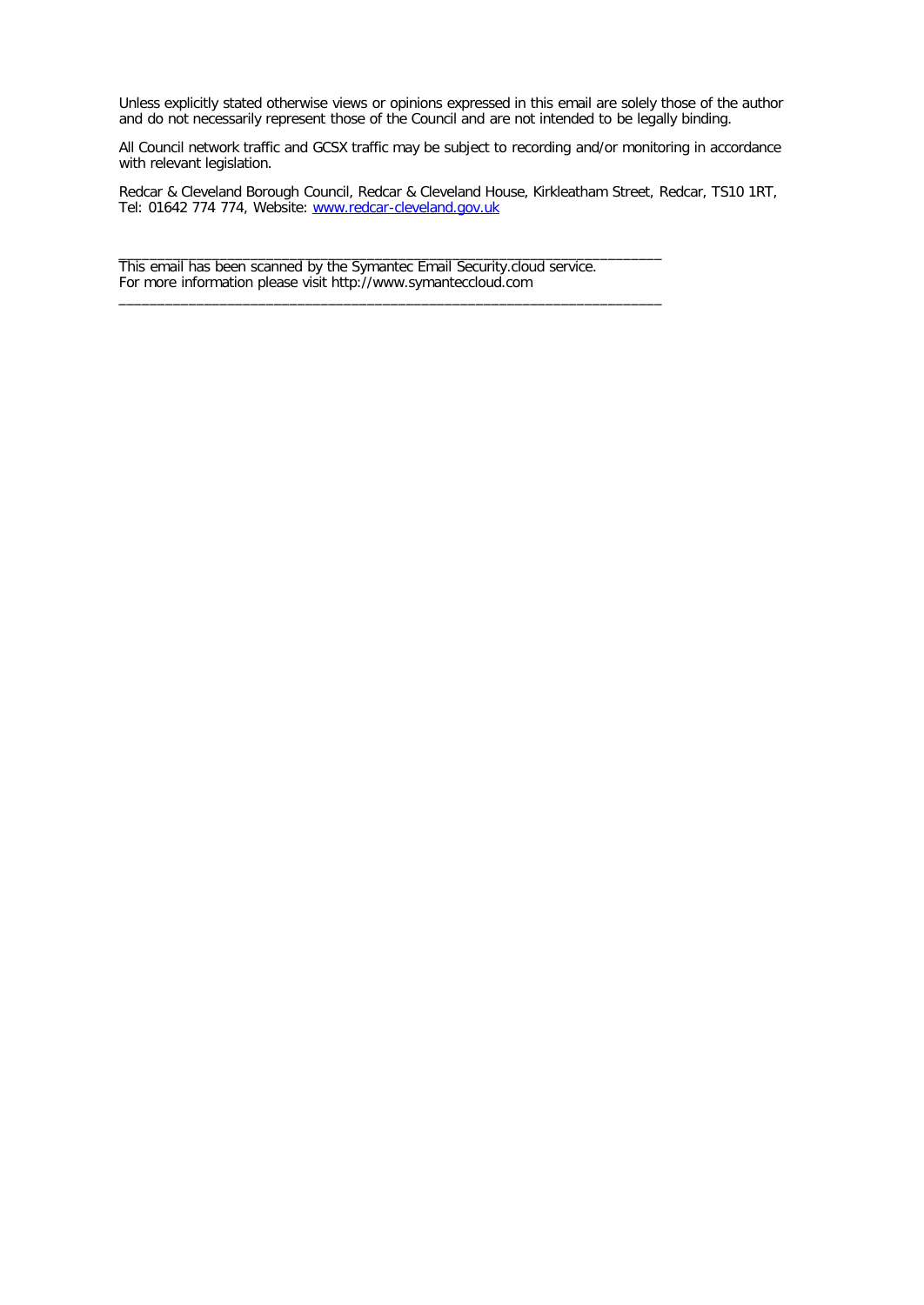Unless explicitly stated otherwise views or opinions expressed in this email are solely those of the author and do not necessarily represent those of the Council and are not intended to be legally binding.

All Council network traffic and GCSX traffic may be subject to recording and/or monitoring in accordance with relevant legislation.

Redcar & Cleveland Borough Council, Redcar & Cleveland House, Kirkleatham Street, Redcar, TS10 1RT, Tel: 01642 774 774, Website: [www.redcar-cleveland.gov.uk](http://www.redcar-cleveland.gov.uk)

______________________________________________________________________

This email has been scanned by the Symantec Email Security.cloud service.
For more information please visit http://www.symanteccloud.com

______________________________________________________________________